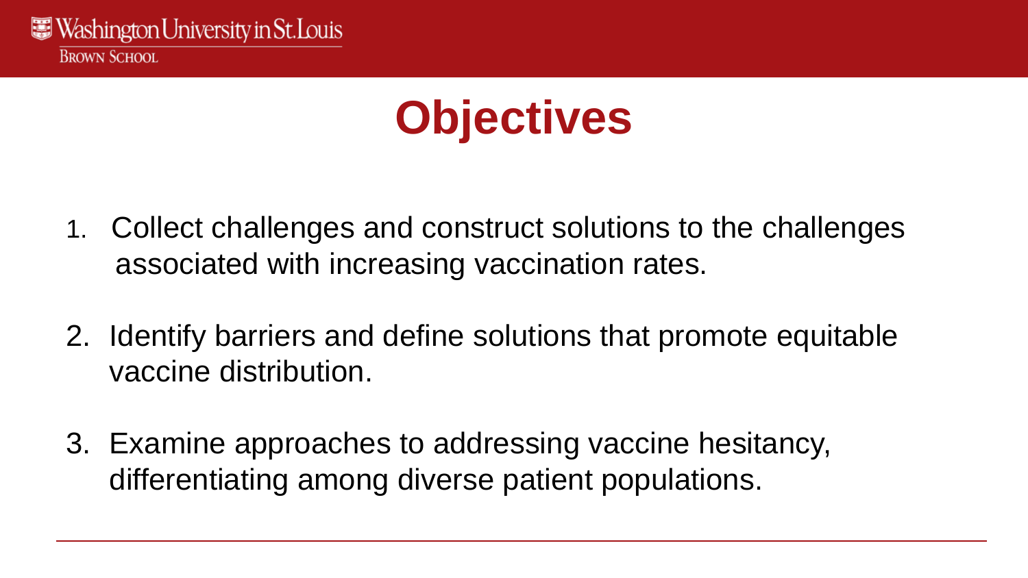# Objectives

1. Collect challenges and construct solutions to the challenges associated with increasing vaccination rates.
2. Identify barriers and define solutions that promote equitable vaccine distribution.
3. Examine approaches to addressing vaccine hesitancy, differentiating among diverse patient populations.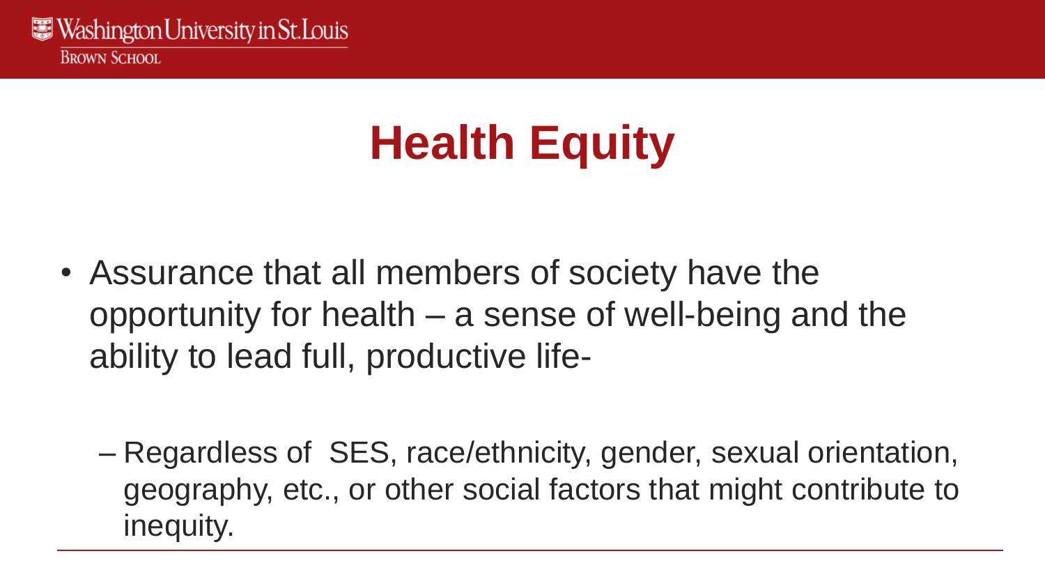# Health Equity

- Assurance that all members of society have the opportunity for health – a sense of well-being and the ability to lead full, productive life-
  - Regardless of SES, race/ethnicity, gender, sexual orientation, geography, etc., or other social factors that might contribute to inequity.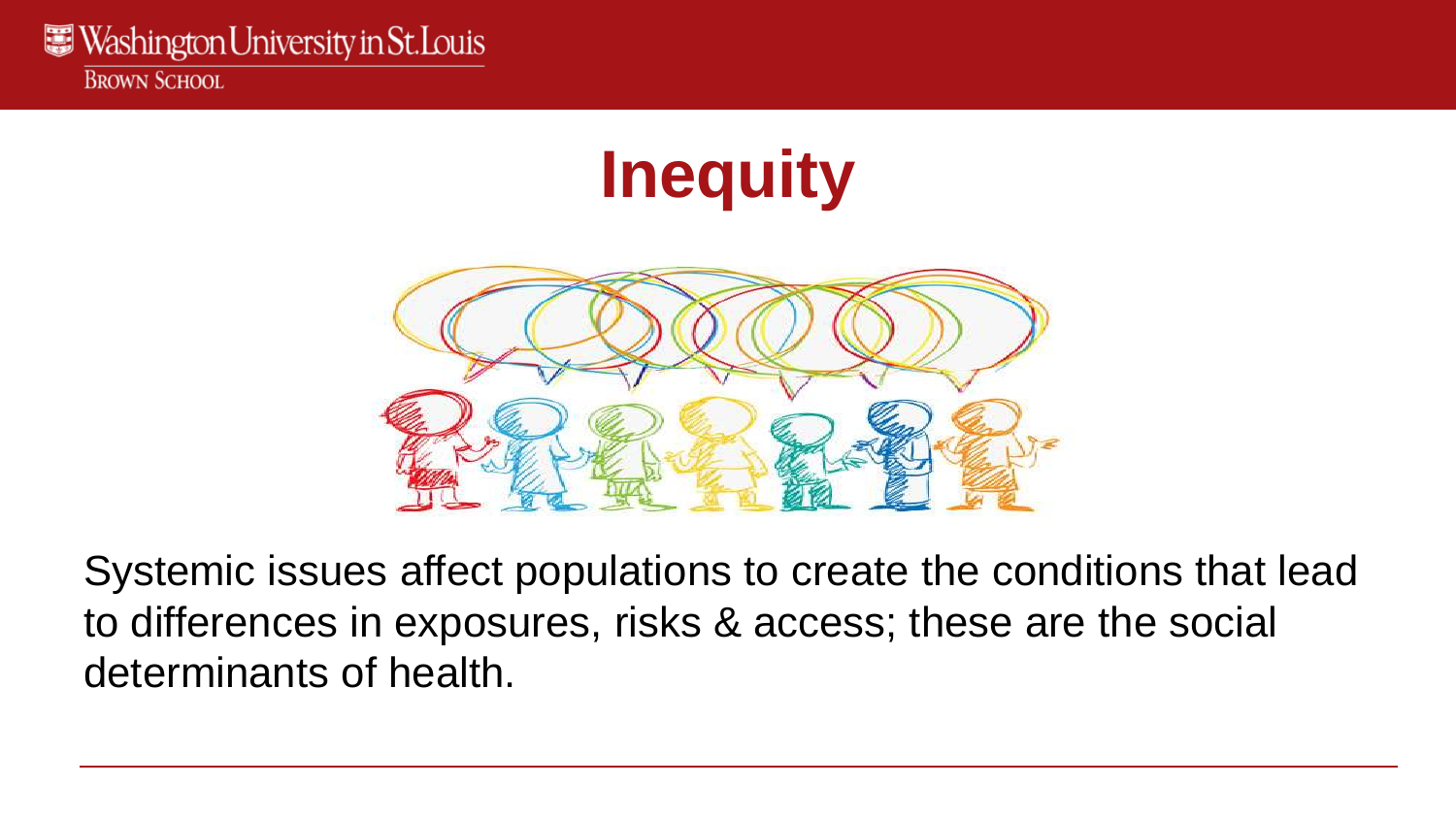# Inequity

Systemic issues affect populations to create the conditions that lead to differences in exposures, risks & access; these are the social determinants of health.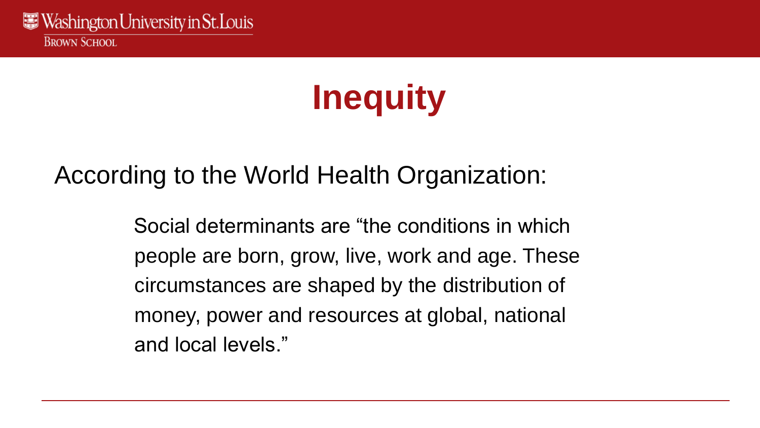# Inequity

According to the World Health Organization:

> Social determinants are “the conditions in which people are born, grow, live, work and age. These circumstances are shaped by the distribution of money, power and resources at global, national and local levels.”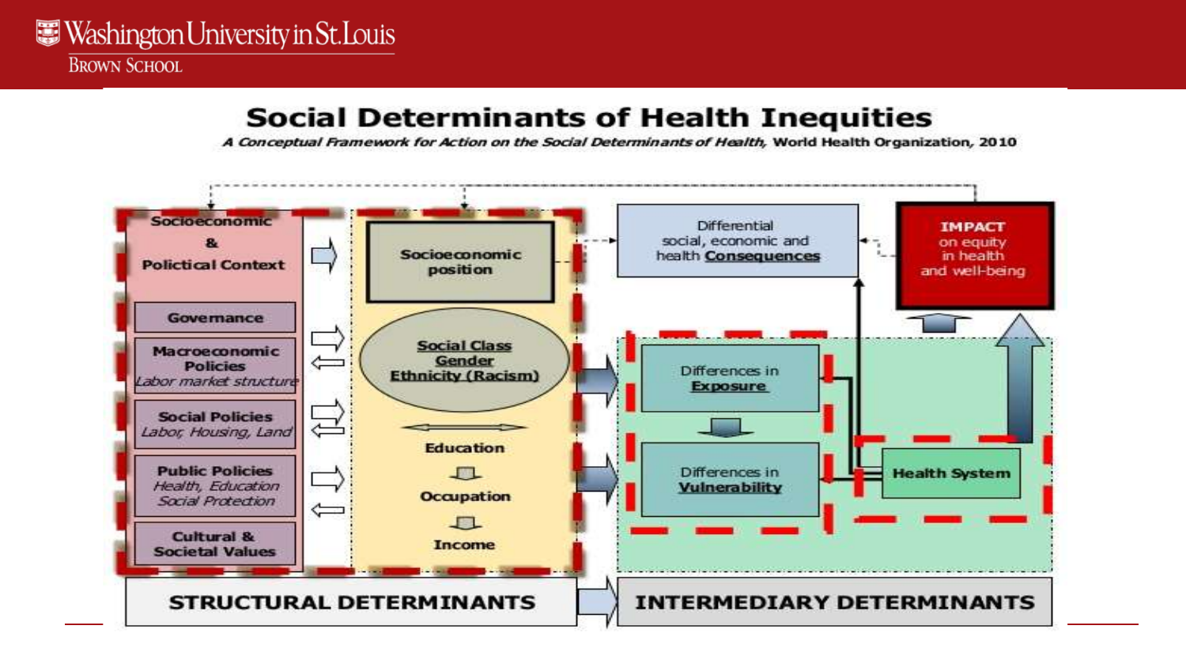# Social Determinants of Health Inequities

*A Conceptual Framework for Action on the Social Determinants of Health,* World Health Organization, 2010

**Socioeconomic & Policical Context**

- Governance
- Macroeconomic Policies — *Labor market structure*
- Social Policies — *Labor, Housing, Land*
- Public Policies — *Health, Education, Social Protection*
- Cultural & Societal Values

**Socioeconomic position**

- Social Class
- Gender
- Ethnicity (Racism)

Education → Occupation → Income

Differential social, economic and health **Consequences**

**IMPACT** on equity in health and well-being

Differences in **Exposure**

Differences in **Vulnerability**

**Health System**

**STRUCTURAL DETERMINANTS** → **INTERMEDIARY DETERMINANTS**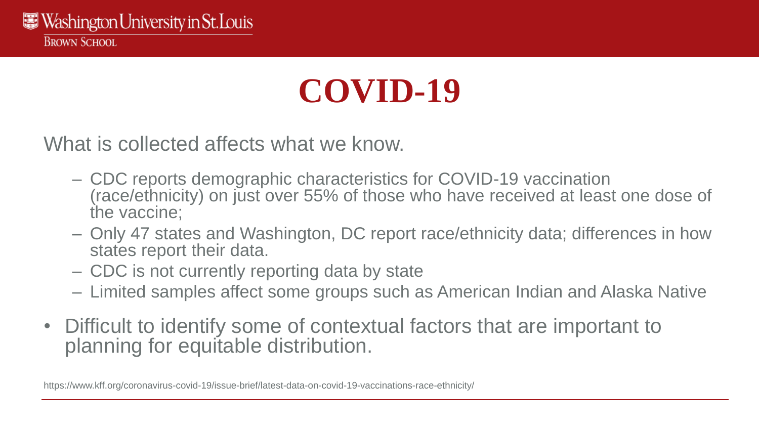# COVID-19

What is collected affects what we know.

- CDC reports demographic characteristics for COVID-19 vaccination (race/ethnicity) on just over 55% of those who have received at least one dose of the vaccine;
- Only 47 states and Washington, DC report race/ethnicity data; differences in how states report their data.
- CDC is not currently reporting data by state
- Limited samples affect some groups such as American Indian and Alaska Native

- Difficult to identify some of contextual factors that are important to planning for equitable distribution.

https://www.kff.org/coronavirus-covid-19/issue-brief/latest-data-on-covid-19-vaccinations-race-ethnicity/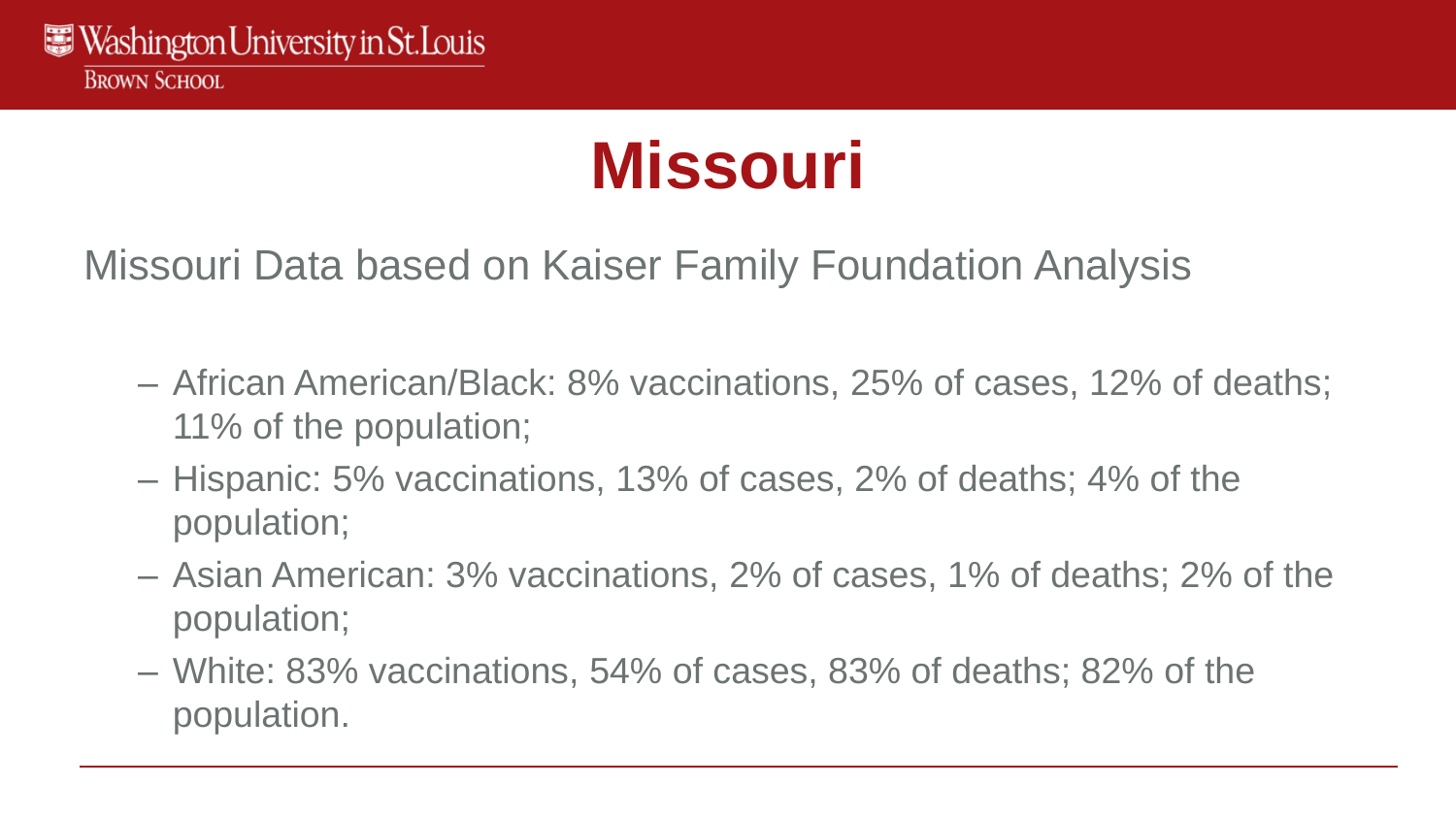# Missouri

Missouri Data based on Kaiser Family Foundation Analysis

- African American/Black: 8% vaccinations, 25% of cases, 12% of deaths; 11% of the population;
- Hispanic: 5% vaccinations, 13% of cases, 2% of deaths; 4% of the population;
- Asian American: 3% vaccinations, 2% of cases, 1% of deaths; 2% of the population;
- White: 83% vaccinations, 54% of cases, 83% of deaths; 82% of the population.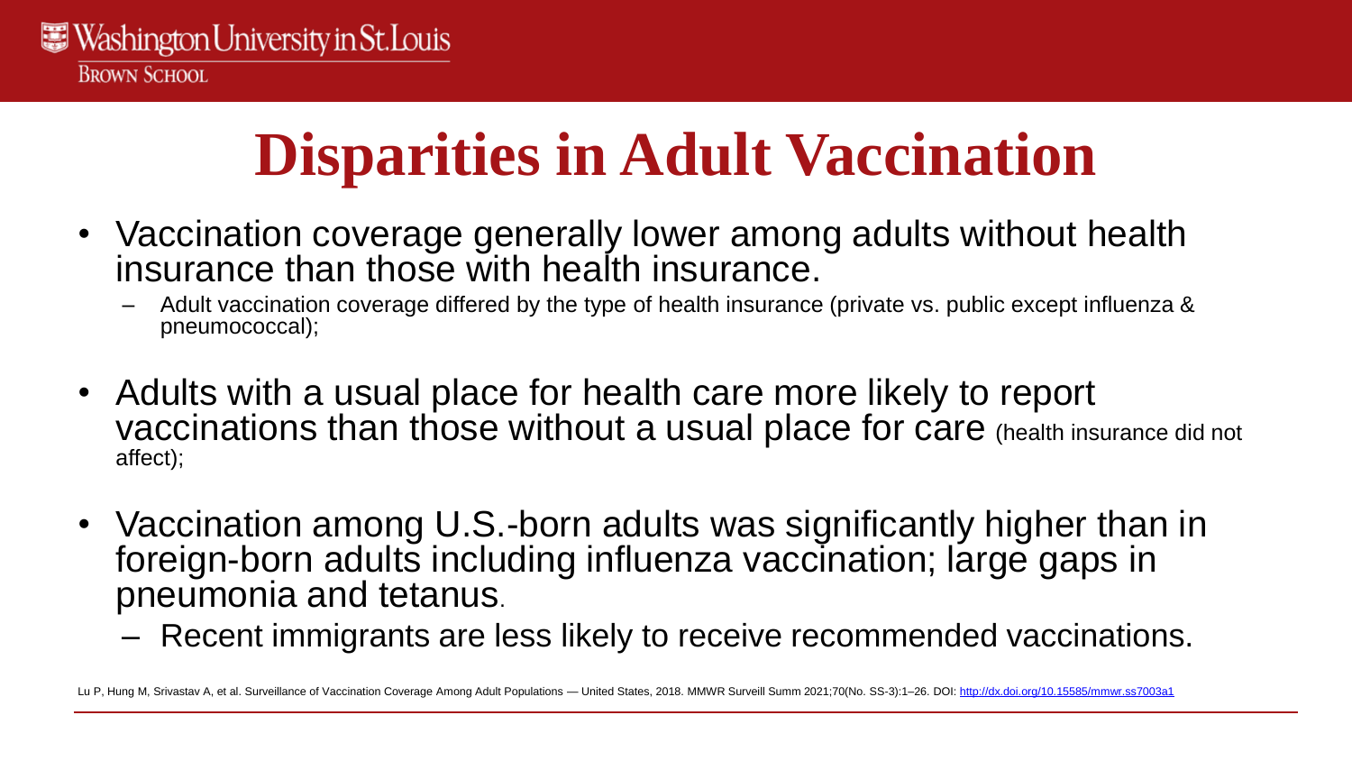# Disparities in Adult Vaccination

- Vaccination coverage generally lower among adults without health insurance than those with health insurance.
  - Adult vaccination coverage differed by the type of health insurance (private vs. public except influenza & pneumococcal);
- Adults with a usual place for health care more likely to report vaccinations than those without a usual place for care (health insurance did not affect);
- Vaccination among U.S.-born adults was significantly higher than in foreign-born adults including influenza vaccination; large gaps in pneumonia and tetanus.
  - Recent immigrants are less likely to receive recommended vaccinations.

Lu P, Hung M, Srivastav A, et al. Surveillance of Vaccination Coverage Among Adult Populations — United States, 2018. MMWR Surveill Summ 2021;70(No. SS-3):1–26. DOI: http://dx.doi.org/10.15585/mmwr.ss7003a1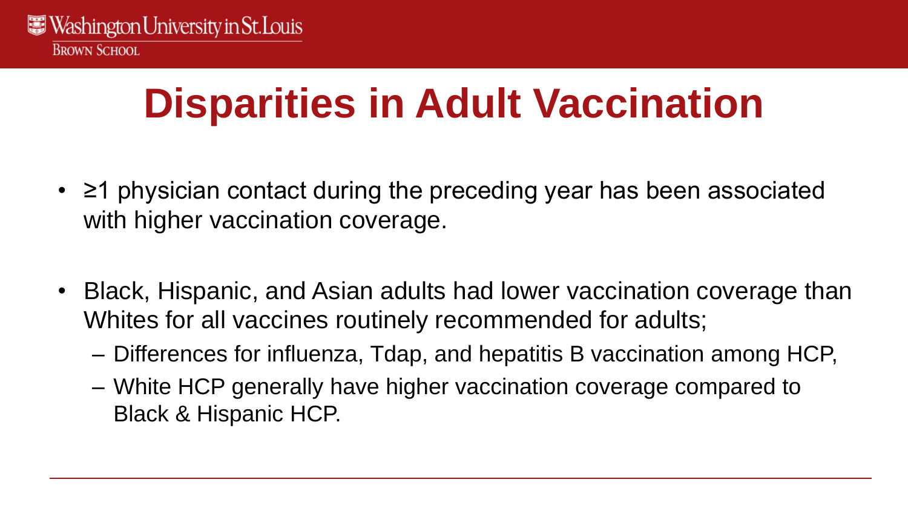# Disparities in Adult Vaccination

- ≥1 physician contact during the preceding year has been associated with higher vaccination coverage.
- Black, Hispanic, and Asian adults had lower vaccination coverage than Whites for all vaccines routinely recommended for adults;
  - Differences for influenza, Tdap, and hepatitis B vaccination among HCP,
  - White HCP generally have higher vaccination coverage compared to Black & Hispanic HCP.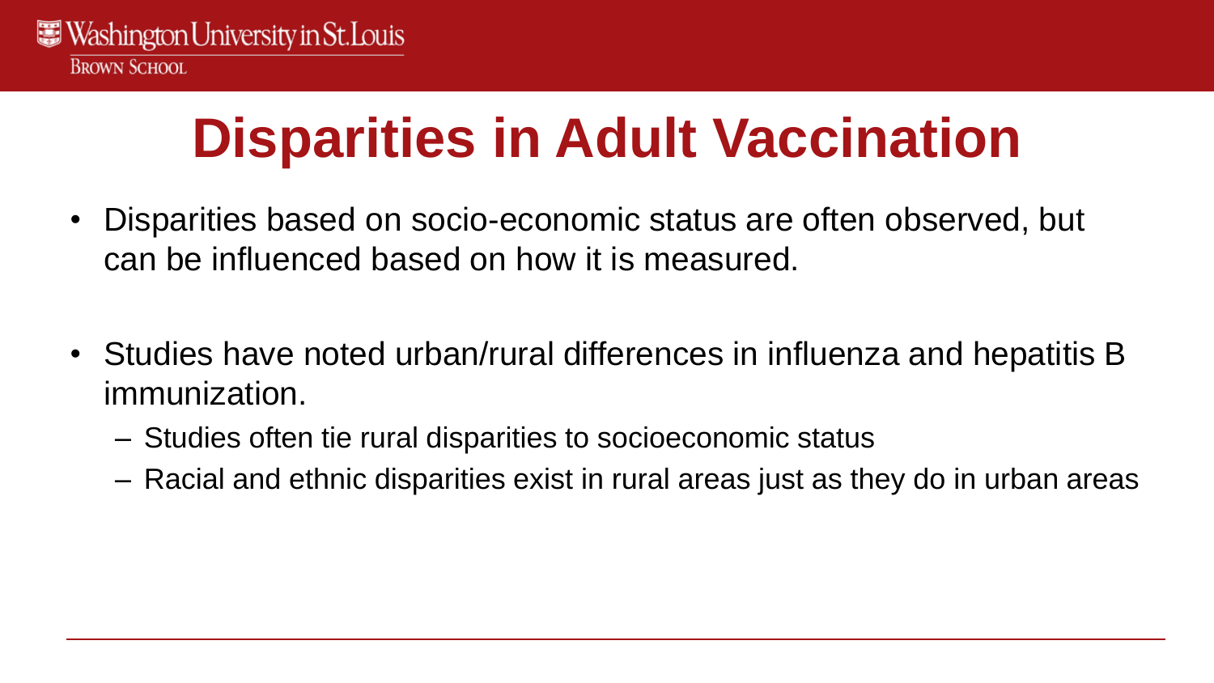# Disparities in Adult Vaccination

- Disparities based on socio-economic status are often observed, but can be influenced based on how it is measured.
- Studies have noted urban/rural differences in influenza and hepatitis B immunization.
  - Studies often tie rural disparities to socioeconomic status
  - Racial and ethnic disparities exist in rural areas just as they do in urban areas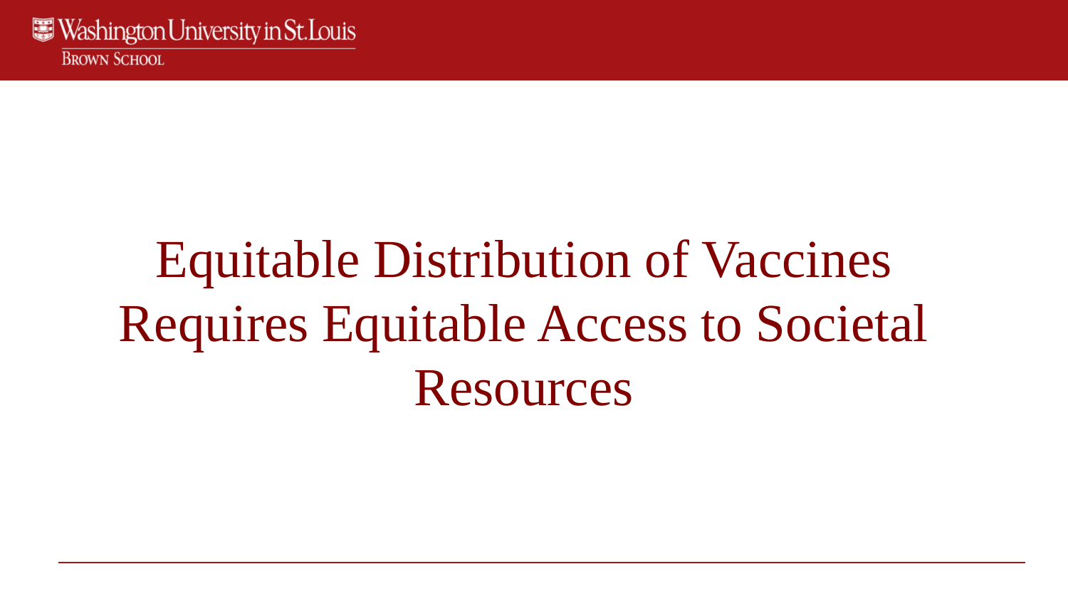# Equitable Distribution of Vaccines Requires Equitable Access to Societal Resources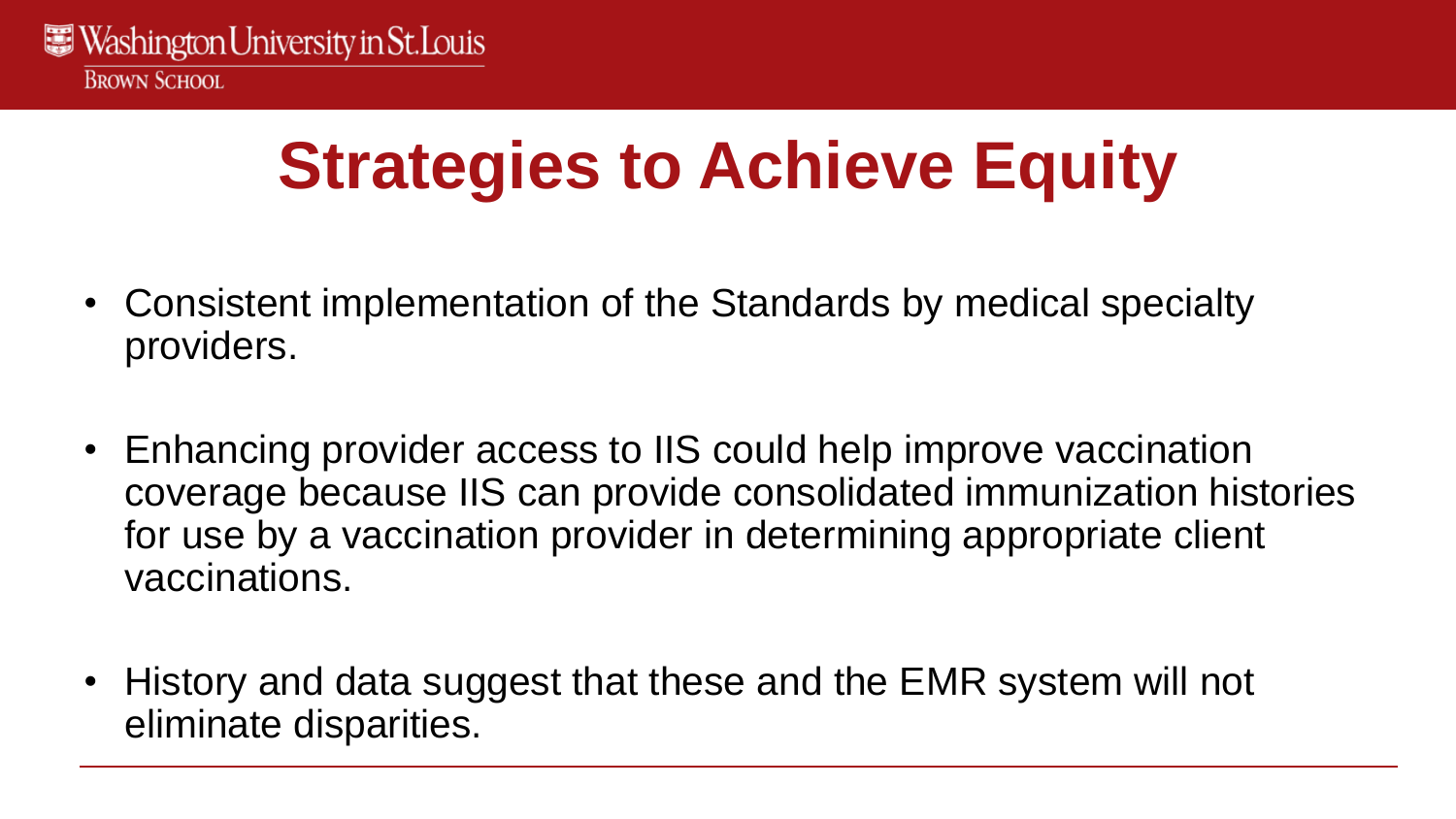# Strategies to Achieve Equity

- Consistent implementation of the Standards by medical specialty providers.

- Enhancing provider access to IIS could help improve vaccination coverage because IIS can provide consolidated immunization histories for use by a vaccination provider in determining appropriate client vaccinations.

- History and data suggest that these and the EMR system will not eliminate disparities.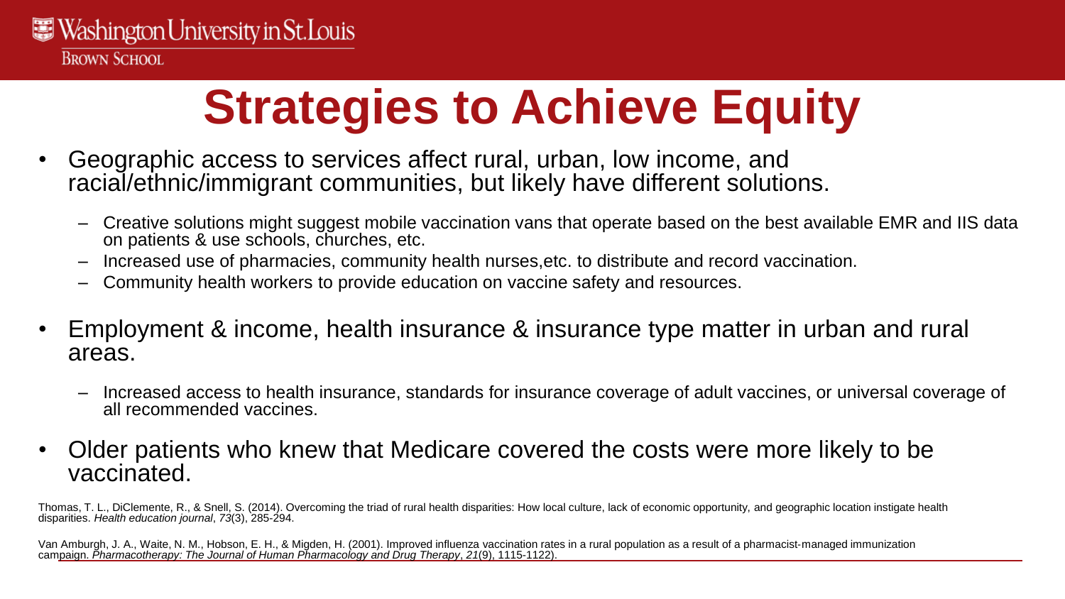# Strategies to Achieve Equity

- Geographic access to services affect rural, urban, low income, and racial/ethnic/immigrant communities, but likely have different solutions.
  - Creative solutions might suggest mobile vaccination vans that operate based on the best available EMR and IIS data on patients & use schools, churches, etc.
  - Increased use of pharmacies, community health nurses,etc. to distribute and record vaccination.
  - Community health workers to provide education on vaccine safety and resources.
- Employment & income, health insurance & insurance type matter in urban and rural areas.
  - Increased access to health insurance, standards for insurance coverage of adult vaccines, or universal coverage of all recommended vaccines.
- Older patients who knew that Medicare covered the costs were more likely to be vaccinated.

Thomas, T. L., DiClemente, R., & Snell, S. (2014). Overcoming the triad of rural health disparities: How local culture, lack of economic opportunity, and geographic location instigate health disparities. *Health education journal*, *73*(3), 285-294.

Van Amburgh, J. A., Waite, N. M., Hobson, E. H., & Migden, H. (2001). Improved influenza vaccination rates in a rural population as a result of a pharmacist-managed immunization campaign. *Pharmacotherapy: The Journal of Human Pharmacology and Drug Therapy*, *21*(9), 1115-1122).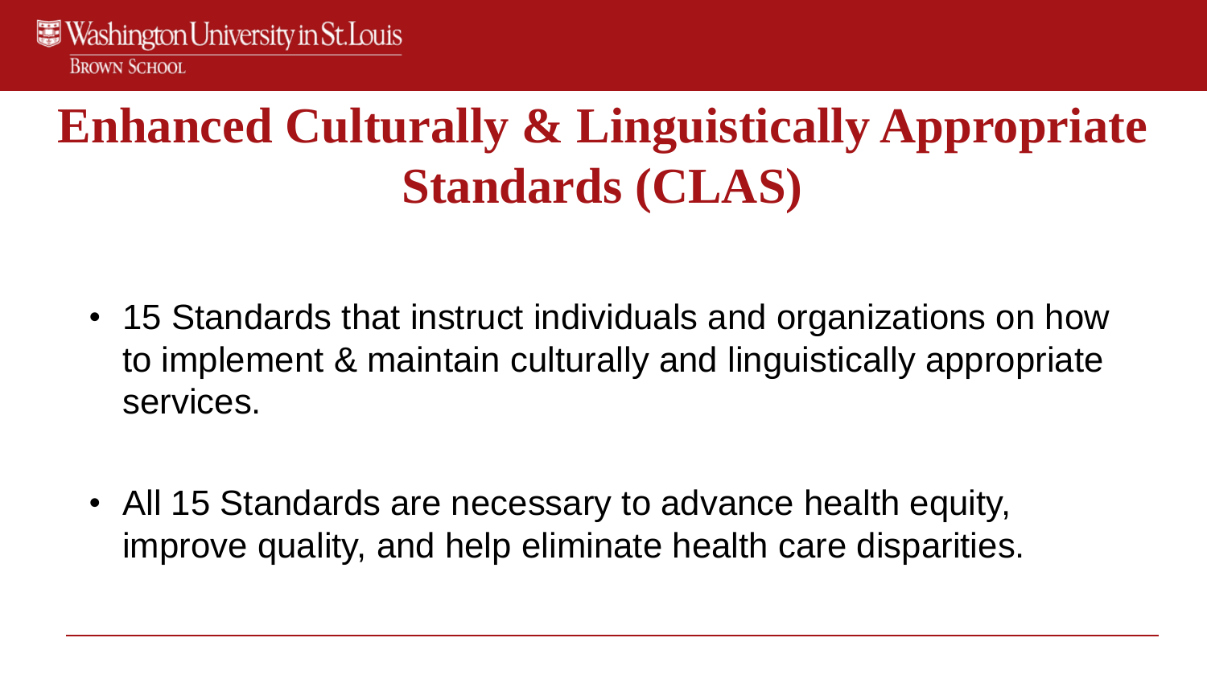# Enhanced Culturally & Linguistically Appropriate Standards (CLAS)

- 15 Standards that instruct individuals and organizations on how to implement & maintain culturally and linguistically appropriate services.

- All 15 Standards are necessary to advance health equity, improve quality, and help eliminate health care disparities.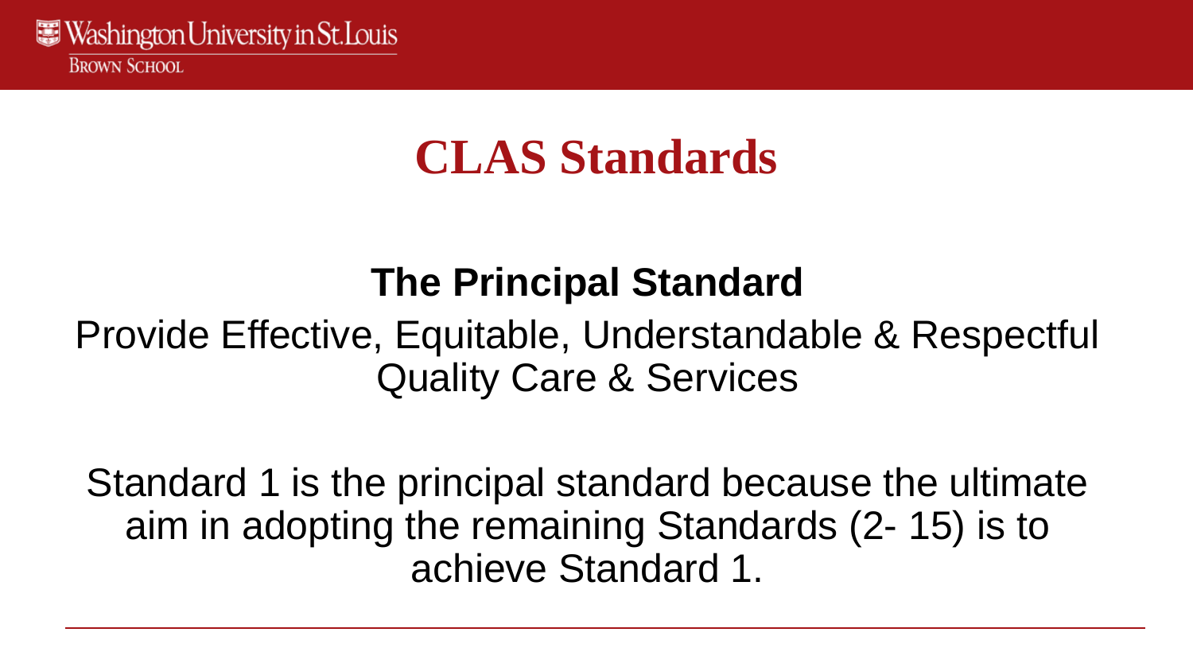# CLAS Standards

## The Principal Standard

Provide Effective, Equitable, Understandable & Respectful Quality Care & Services

Standard 1 is the principal standard because the ultimate aim in adopting the remaining Standards (2- 15) is to achieve Standard 1.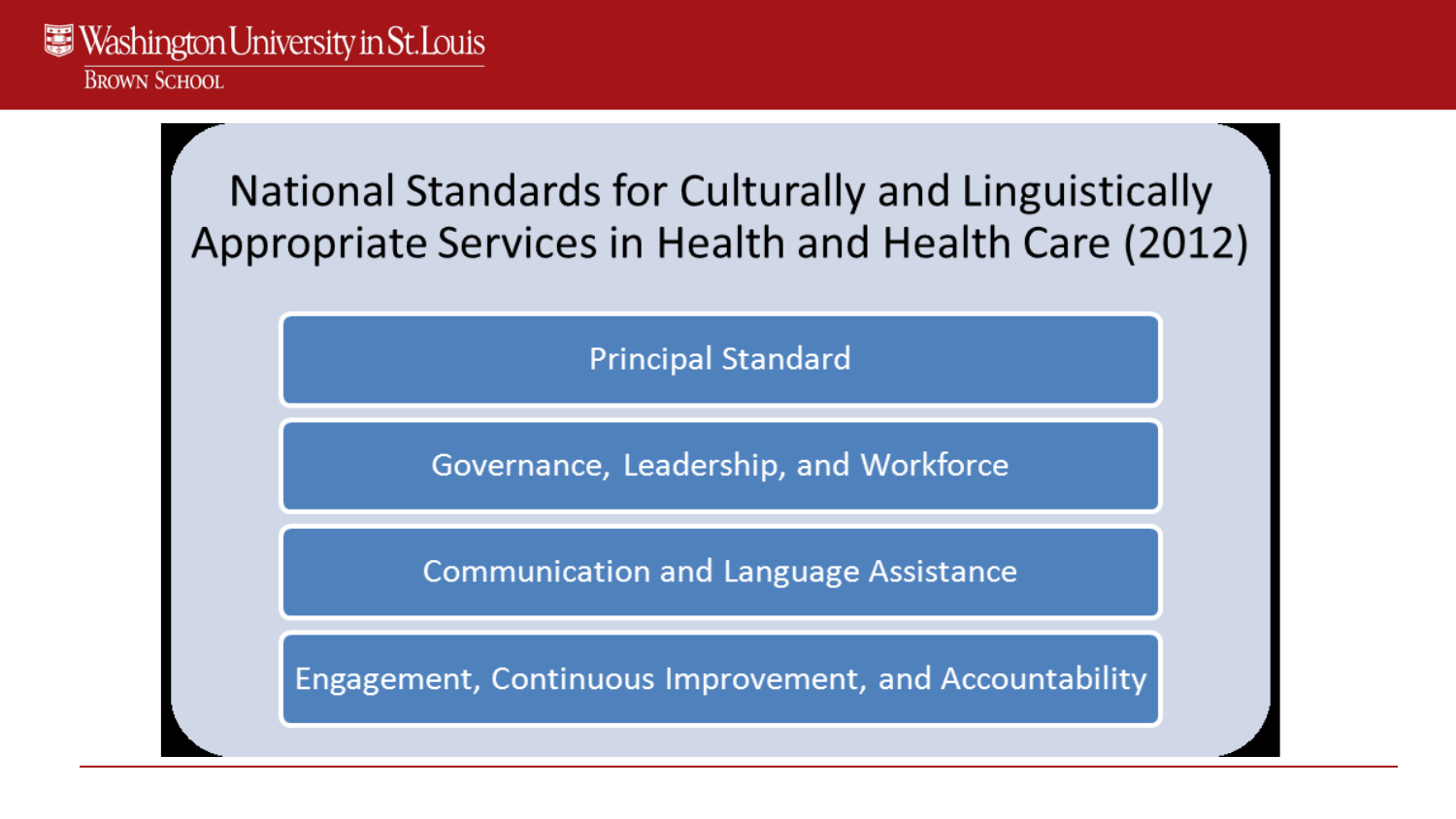# National Standards for Culturally and Linguistically Appropriate Services in Health and Health Care (2012)

- Principal Standard
- Governance, Leadership, and Workforce
- Communication and Language Assistance
- Engagement, Continuous Improvement, and Accountability